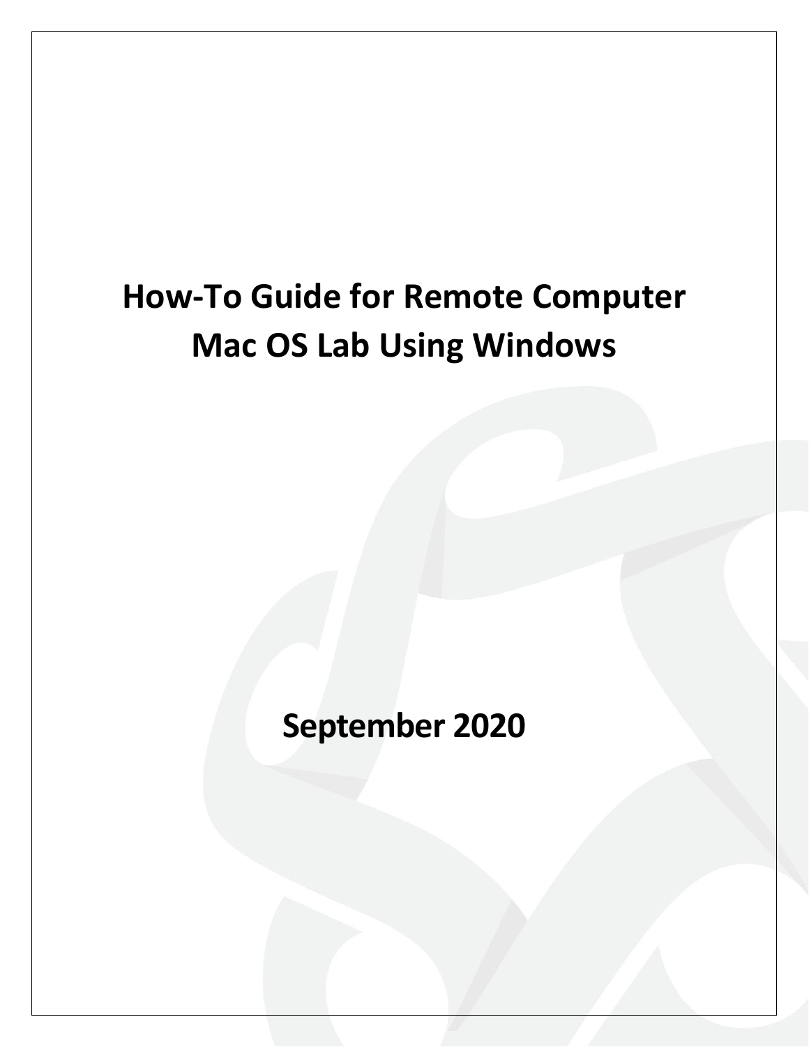# How-To Guide for Remote Computer Mac OS Lab Using Windows

## September 2020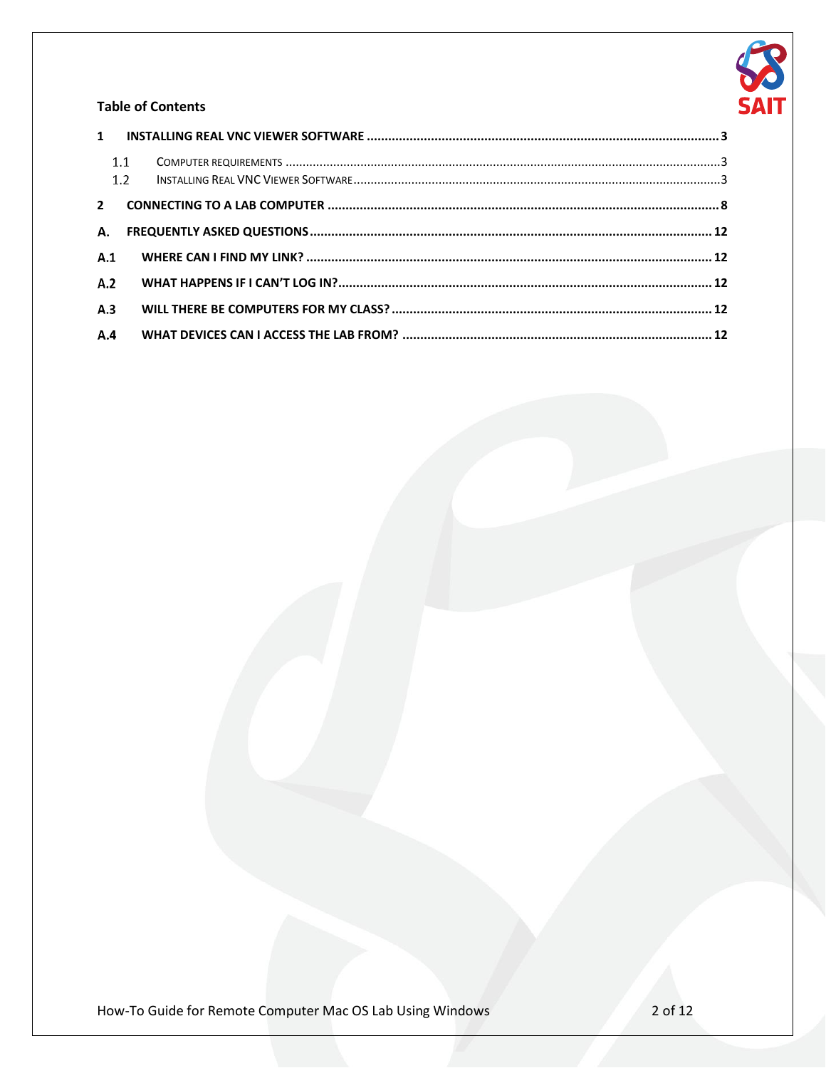**Table of Contents**

1 INSTALLING REAL VNC VIEWER SOFTWARE ..... 3

- 1.1 COMPUTER REQUIREMENTS ..... 3
- 1.2 INSTALLING REAL VNC VIEWER SOFTWARE ..... 3

2 CONNECTING TO A LAB COMPUTER ..... 8

A. FREQUENTLY ASKED QUESTIONS ..... 12

A.1 WHERE CAN I FIND MY LINK? ..... 12

A.2 WHAT HAPPENS IF I CAN'T LOG IN? ..... 12

A.3 WILL THERE BE COMPUTERS FOR MY CLASS? ..... 12

A.4 WHAT DEVICES CAN I ACCESS THE LAB FROM? ..... 12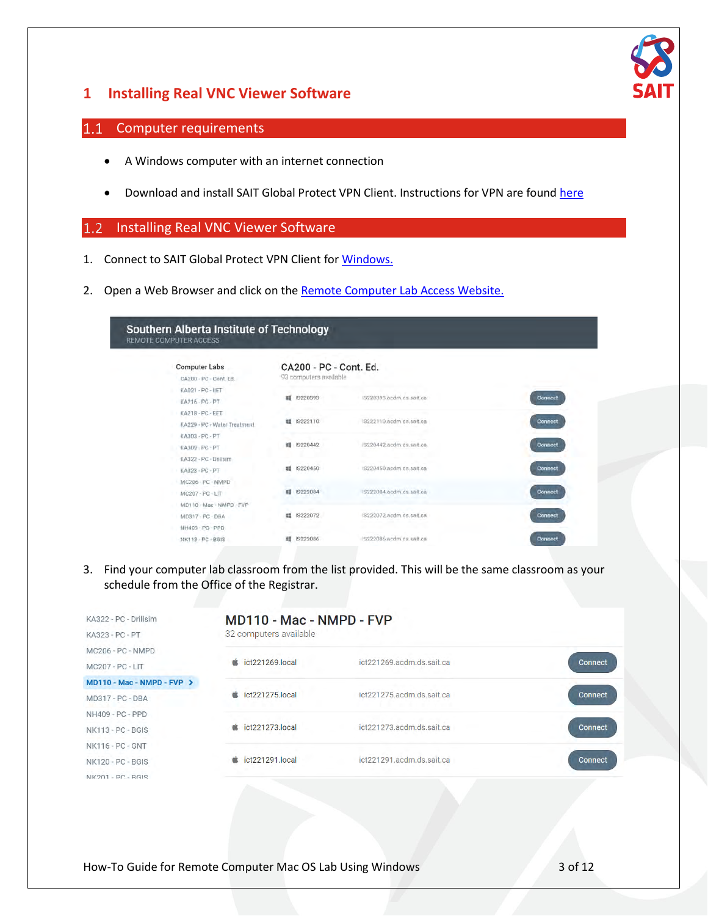# 1 Installing Real VNC Viewer Software

## 1.1 Computer requirements

- A Windows computer with an internet connection
- Download and install SAIT Global Protect VPN Client. Instructions for VPN are found here

## 1.2 Installing Real VNC Viewer Software

1. Connect to SAIT Global Protect VPN Client for Windows.
2. Open a Web Browser and click on the Remote Computer Lab Access Website.
3. Find your computer lab classroom from the list provided. This will be the same classroom as your schedule from the Office of the Registrar.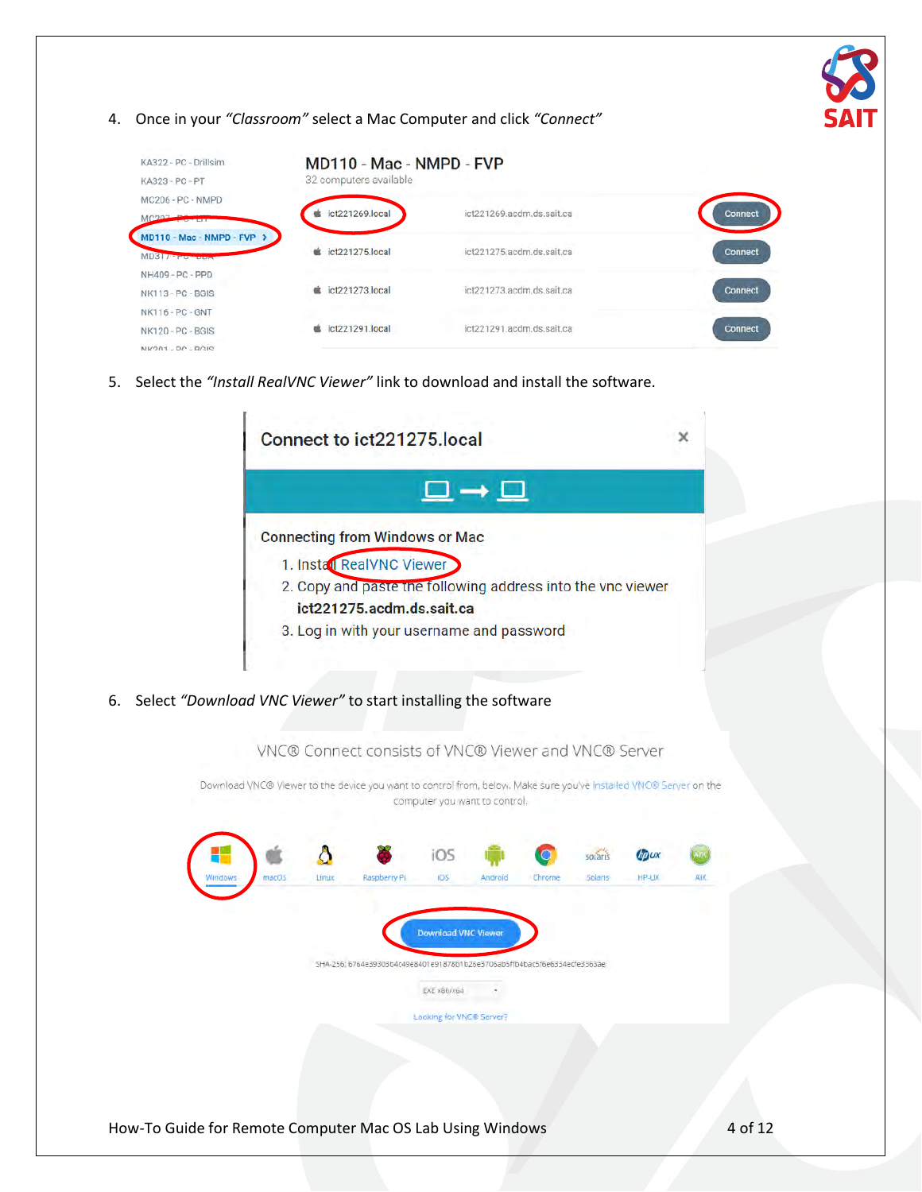4. Once in your *"Classroom"* select a Mac Computer and click *"Connect"*

5. Select the *"Install RealVNC Viewer"* link to download and install the software.

6. Select *"Download VNC Viewer"* to start installing the software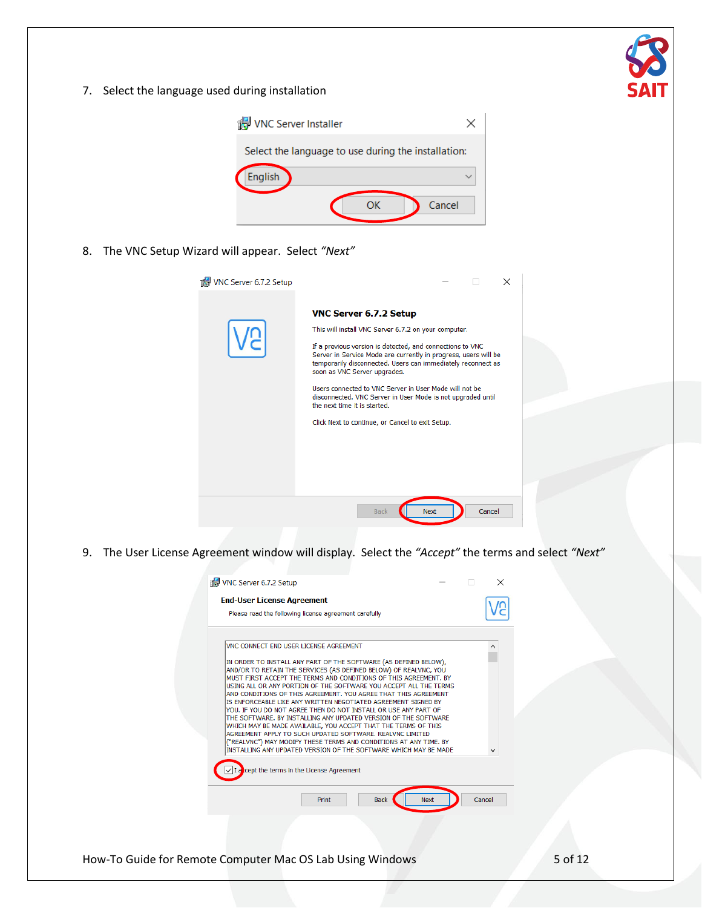7. Select the language used during installation

8. The VNC Setup Wizard will appear. Select *“Next”*

9. The User License Agreement window will display. Select the *“Accept”* the terms and select *“Next”*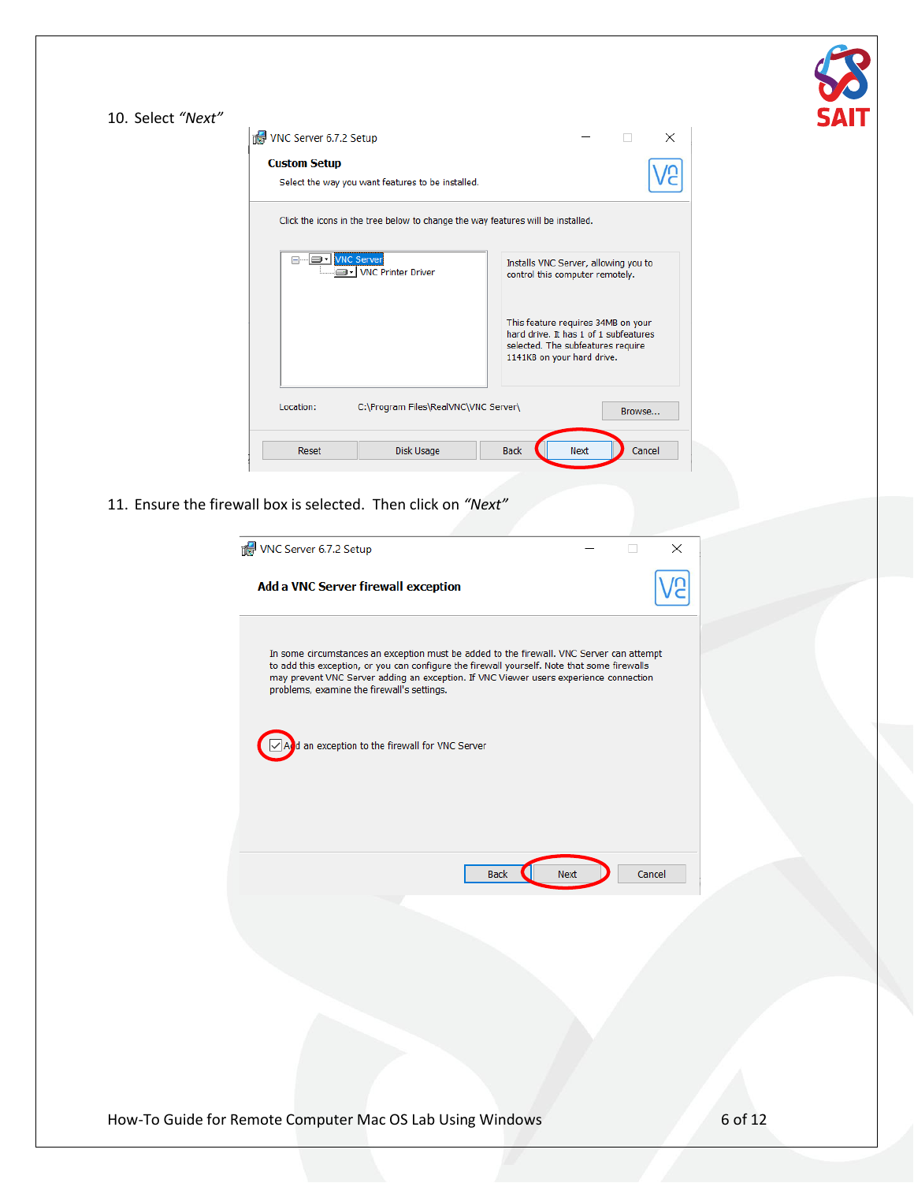10. Select *"Next"*

11. Ensure the firewall box is selected. Then click on *"Next"*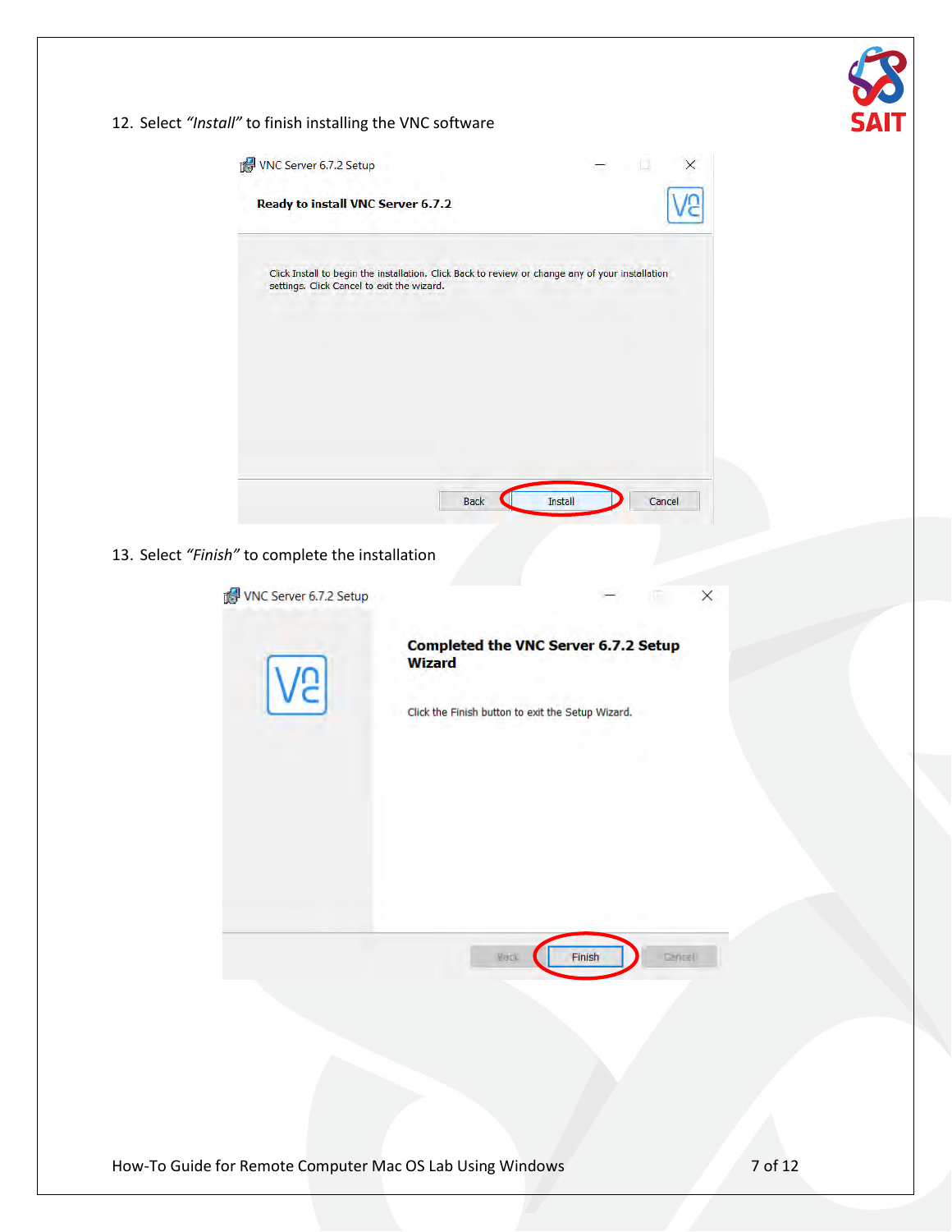12. Select *"Install"* to finish installing the VNC software

13. Select *"Finish"* to complete the installation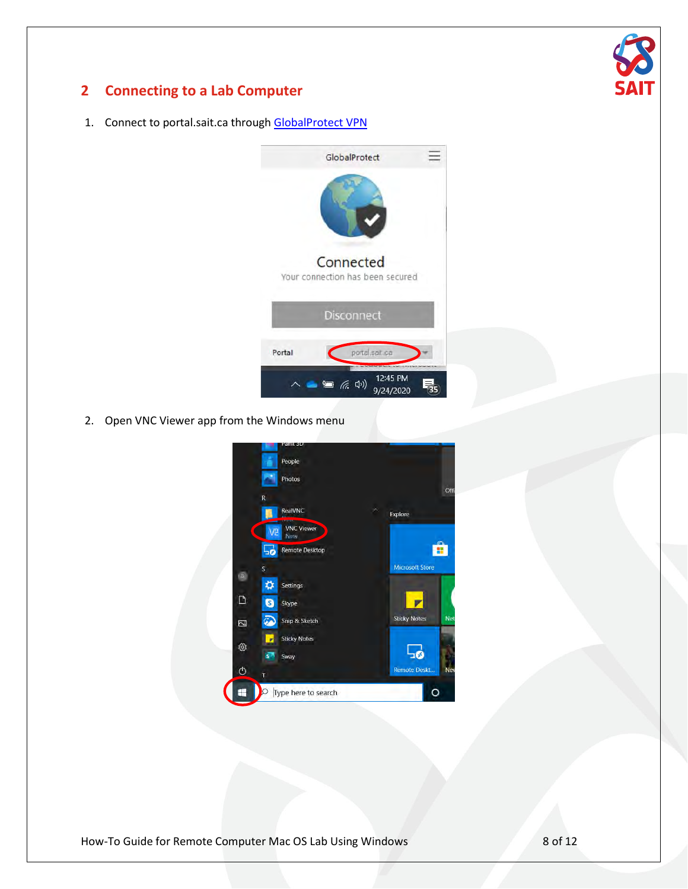## 2 Connecting to a Lab Computer

1. Connect to portal.sait.ca through GlobalProtect VPN

2. Open VNC Viewer app from the Windows menu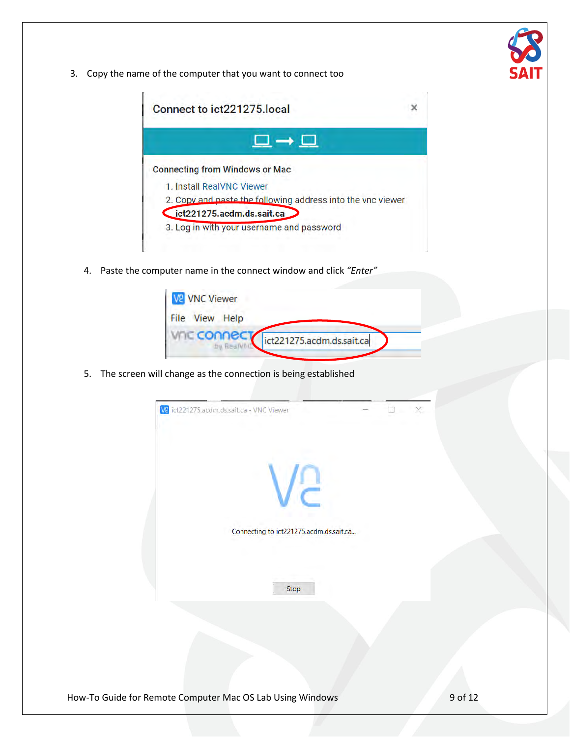3. Copy the name of the computer that you want to connect too

Connect to ict221275.local

Connecting from Windows or Mac

1. Install RealVNC Viewer
2. Copy and paste the following address into the vnc viewer
   **ict221275.acdm.ds.sait.ca**
3. Log in with your username and password

4. Paste the computer name in the connect window and click *"Enter"*

VNC Viewer

File View Help

ict221275.acdm.ds.sait.ca

5. The screen will change as the connection is being established

ict221275.acdm.ds.sait.ca - VNC Viewer

Connecting to ict221275.acdm.ds.sait.ca...

Stop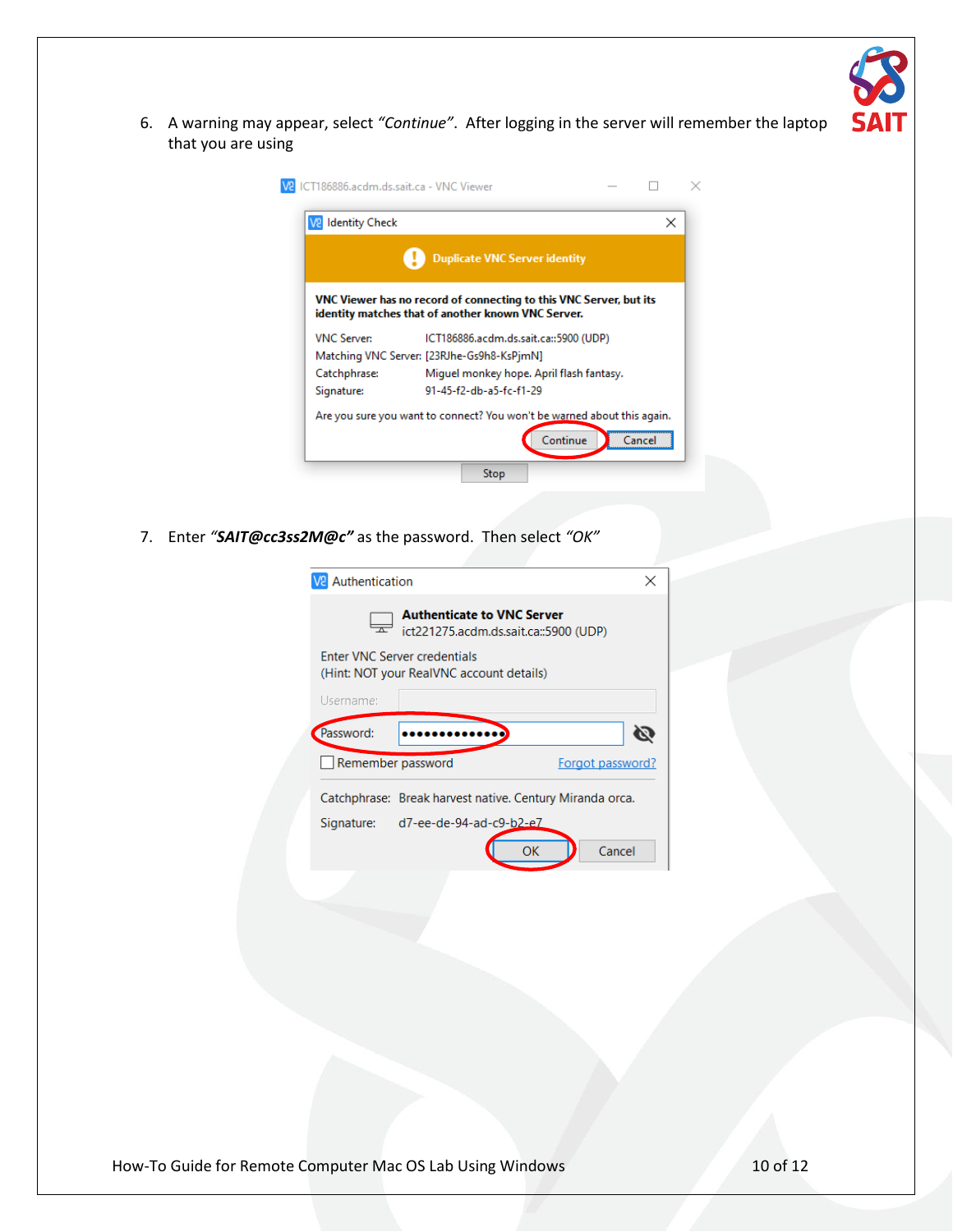6. A warning may appear, select *"Continue"*. After logging in the server will remember the laptop that you are using

7. Enter ***"SAIT@cc3ss2M@c"*** as the password. Then select *"OK"*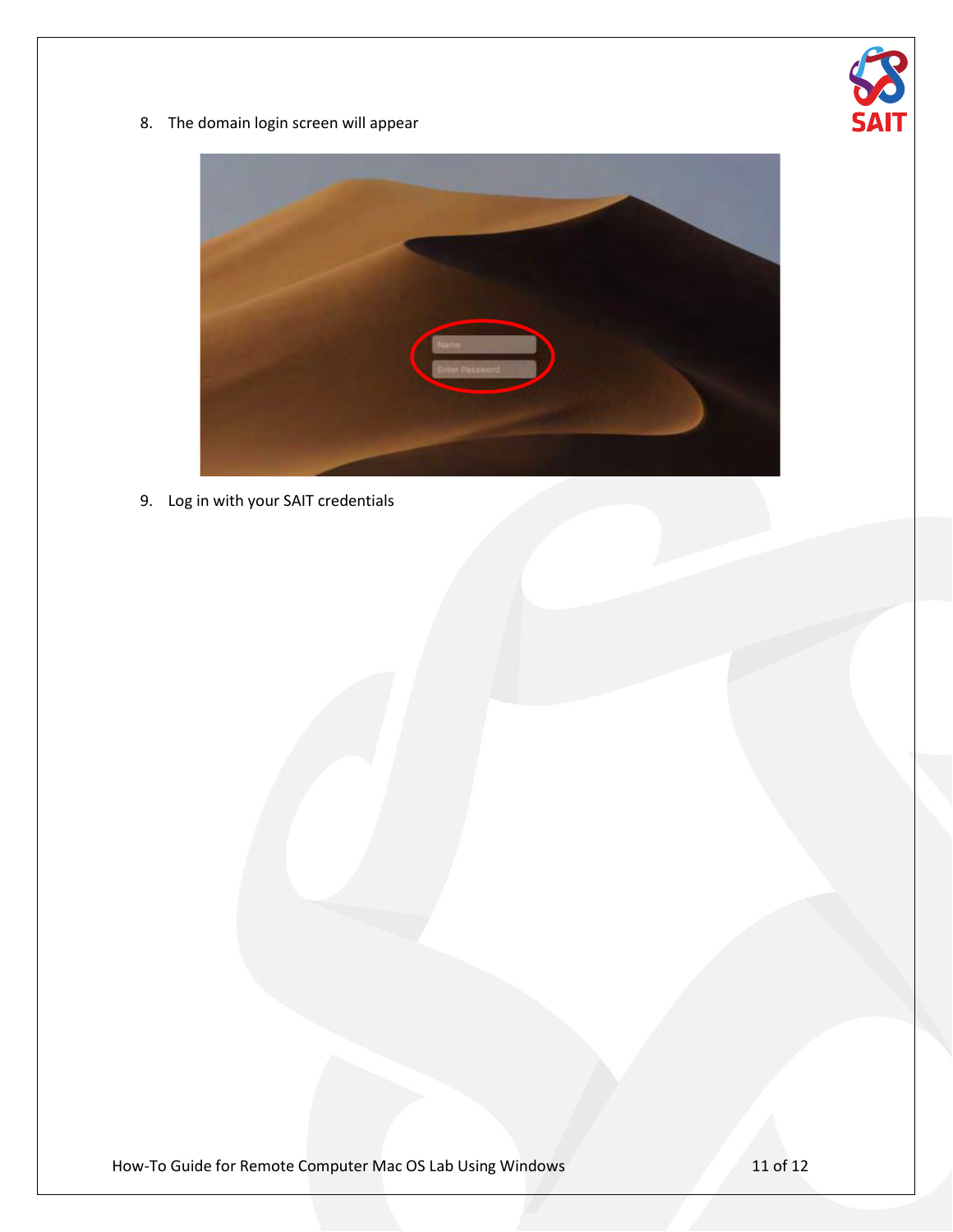8. The domain login screen will appear

9. Log in with your SAIT credentials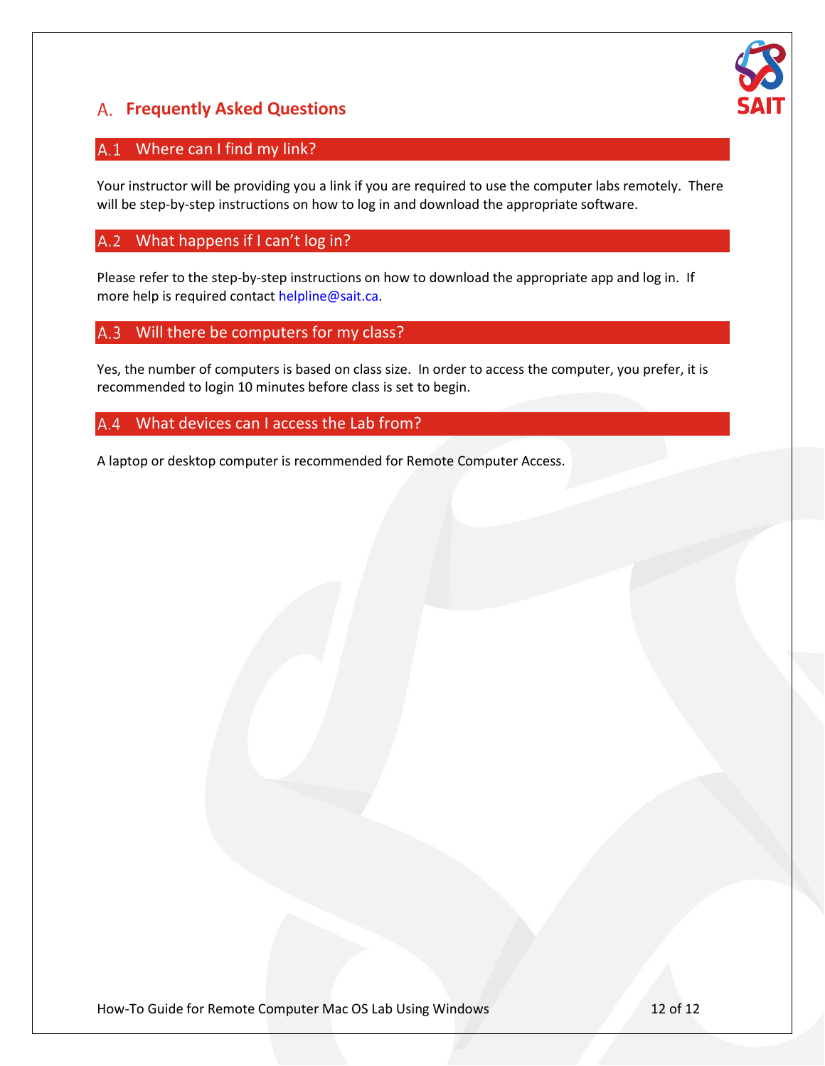# A. Frequently Asked Questions

## A.1 Where can I find my link?

Your instructor will be providing you a link if you are required to use the computer labs remotely. There will be step-by-step instructions on how to log in and download the appropriate software.

## A.2 What happens if I can't log in?

Please refer to the step-by-step instructions on how to download the appropriate app and log in. If more help is required contact helpline@sait.ca.

## A.3 Will there be computers for my class?

Yes, the number of computers is based on class size. In order to access the computer, you prefer, it is recommended to login 10 minutes before class is set to begin.

## A.4 What devices can I access the Lab from?

A laptop or desktop computer is recommended for Remote Computer Access.